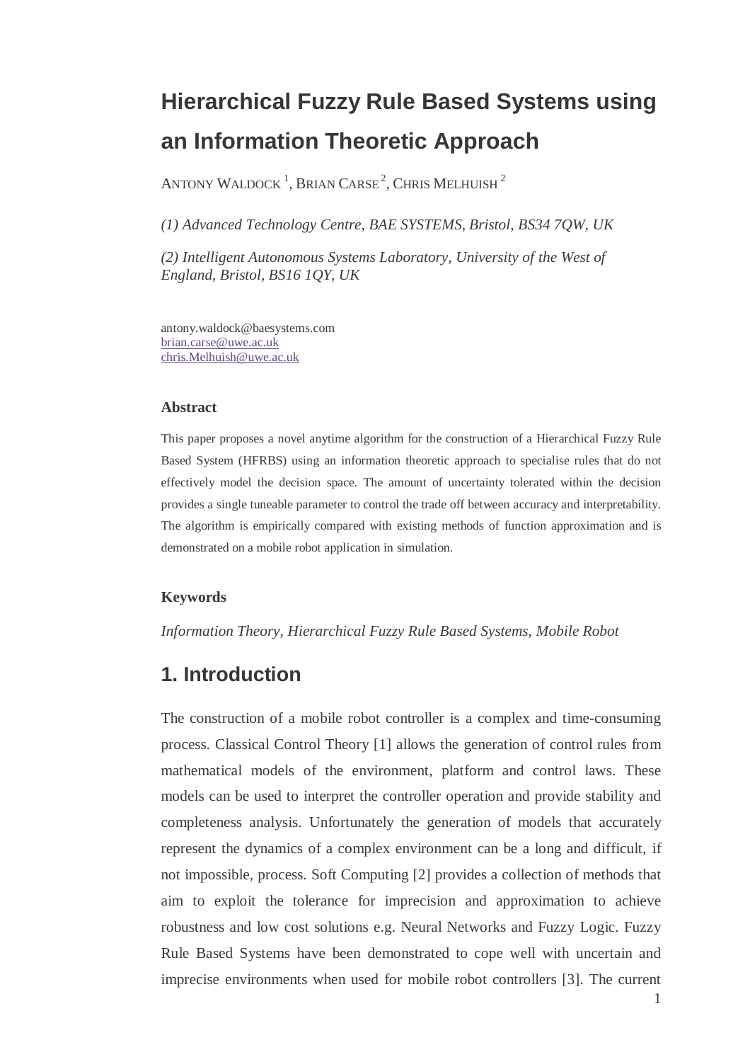# Hierarchical Fuzzy Rule Based Systems using an Information Theoretic Approach

ANTONY WALDOCK [1], BRIAN CARSE [2], CHRIS MELHUISH [2]

*(1) Advanced Technology Centre, BAE SYSTEMS, Bristol, BS34 7QW, UK*

*(2) Intelligent Autonomous Systems Laboratory, University of the West of England, Bristol, BS16 1QY, UK*

antony.waldock@baesystems.com
brian.carse@uwe.ac.uk
chris.Melhuish@uwe.ac.uk

### Abstract

This paper proposes a novel anytime algorithm for the construction of a Hierarchical Fuzzy Rule Based System (HFRBS) using an information theoretic approach to specialise rules that do not effectively model the decision space. The amount of uncertainty tolerated within the decision provides a single tuneable parameter to control the trade off between accuracy and interpretability. The algorithm is empirically compared with existing methods of function approximation and is demonstrated on a mobile robot application in simulation.

### Keywords

*Information Theory, Hierarchical Fuzzy Rule Based Systems, Mobile Robot*

## 1. Introduction

The construction of a mobile robot controller is a complex and time-consuming process. Classical Control Theory [1] allows the generation of control rules from mathematical models of the environment, platform and control laws. These models can be used to interpret the controller operation and provide stability and completeness analysis. Unfortunately the generation of models that accurately represent the dynamics of a complex environment can be a long and difficult, if not impossible, process. Soft Computing [2] provides a collection of methods that aim to exploit the tolerance for imprecision and approximation to achieve robustness and low cost solutions e.g. Neural Networks and Fuzzy Logic. Fuzzy Rule Based Systems have been demonstrated to cope well with uncertain and imprecise environments when used for mobile robot controllers [3]. The current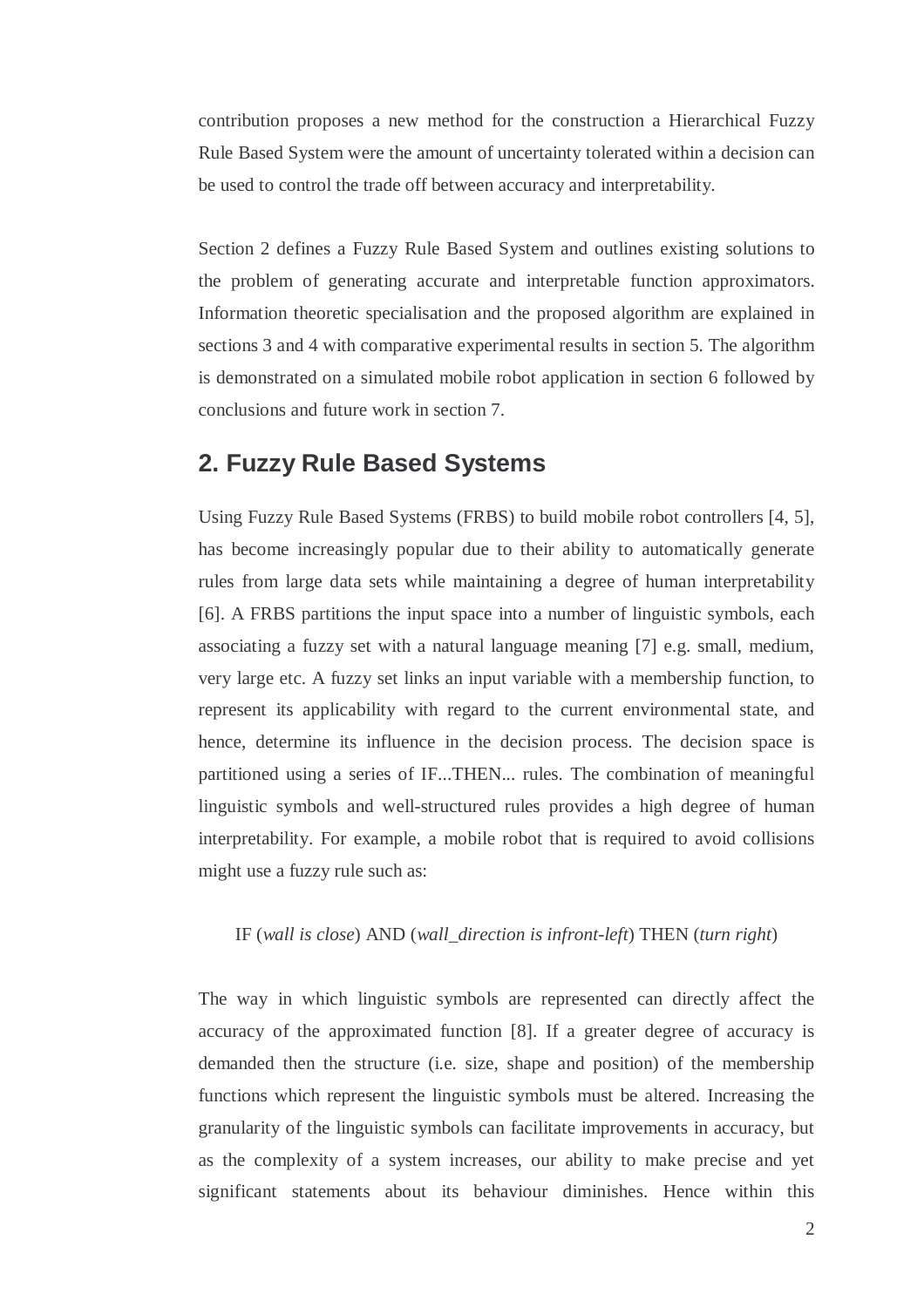contribution proposes a new method for the construction a Hierarchical Fuzzy Rule Based System were the amount of uncertainty tolerated within a decision can be used to control the trade off between accuracy and interpretability.

Section 2 defines a Fuzzy Rule Based System and outlines existing solutions to the problem of generating accurate and interpretable function approximators. Information theoretic specialisation and the proposed algorithm are explained in sections 3 and 4 with comparative experimental results in section 5. The algorithm is demonstrated on a simulated mobile robot application in section 6 followed by conclusions and future work in section 7.

## 2. Fuzzy Rule Based Systems

Using Fuzzy Rule Based Systems (FRBS) to build mobile robot controllers [4, 5], has become increasingly popular due to their ability to automatically generate rules from large data sets while maintaining a degree of human interpretability [6]. A FRBS partitions the input space into a number of linguistic symbols, each associating a fuzzy set with a natural language meaning [7] e.g. small, medium, very large etc. A fuzzy set links an input variable with a membership function, to represent its applicability with regard to the current environmental state, and hence, determine its influence in the decision process. The decision space is partitioned using a series of IF...THEN... rules. The combination of meaningful linguistic symbols and well-structured rules provides a high degree of human interpretability. For example, a mobile robot that is required to avoid collisions might use a fuzzy rule such as:

IF (*wall is close*) AND (*wall_direction is infront-left*) THEN (*turn right*)

The way in which linguistic symbols are represented can directly affect the accuracy of the approximated function [8]. If a greater degree of accuracy is demanded then the structure (i.e. size, shape and position) of the membership functions which represent the linguistic symbols must be altered. Increasing the granularity of the linguistic symbols can facilitate improvements in accuracy, but as the complexity of a system increases, our ability to make precise and yet significant statements about its behaviour diminishes. Hence within this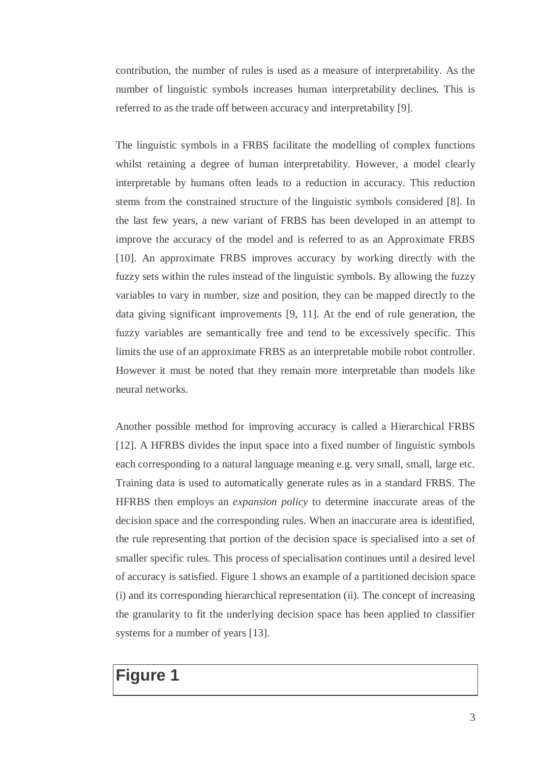contribution, the number of rules is used as a measure of interpretability. As the number of linguistic symbols increases human interpretability declines. This is referred to as the trade off between accuracy and interpretability [9].

The linguistic symbols in a FRBS facilitate the modelling of complex functions whilst retaining a degree of human interpretability. However, a model clearly interpretable by humans often leads to a reduction in accuracy. This reduction stems from the constrained structure of the linguistic symbols considered [8]. In the last few years, a new variant of FRBS has been developed in an attempt to improve the accuracy of the model and is referred to as an Approximate FRBS [10]. An approximate FRBS improves accuracy by working directly with the fuzzy sets within the rules instead of the linguistic symbols. By allowing the fuzzy variables to vary in number, size and position, they can be mapped directly to the data giving significant improvements [9, 11]. At the end of rule generation, the fuzzy variables are semantically free and tend to be excessively specific. This limits the use of an approximate FRBS as an interpretable mobile robot controller. However it must be noted that they remain more interpretable than models like neural networks.

Another possible method for improving accuracy is called a Hierarchical FRBS [12]. A HFRBS divides the input space into a fixed number of linguistic symbols each corresponding to a natural language meaning e.g. very small, small, large etc. Training data is used to automatically generate rules as in a standard FRBS. The HFRBS then employs an *expansion policy* to determine inaccurate areas of the decision space and the corresponding rules. When an inaccurate area is identified, the rule representing that portion of the decision space is specialised into a set of smaller specific rules. This process of specialisation continues until a desired level of accuracy is satisfied. Figure 1 shows an example of a partitioned decision space (i) and its corresponding hierarchical representation (ii). The concept of increasing the granularity to fit the underlying decision space has been applied to classifier systems for a number of years [13].

**Figure 1**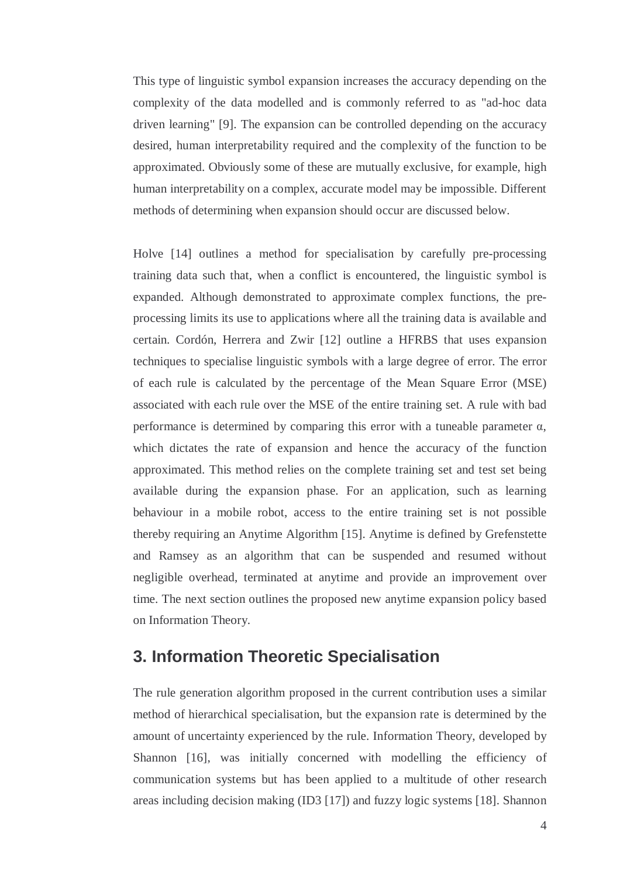This type of linguistic symbol expansion increases the accuracy depending on the complexity of the data modelled and is commonly referred to as "ad-hoc data driven learning" [9]. The expansion can be controlled depending on the accuracy desired, human interpretability required and the complexity of the function to be approximated. Obviously some of these are mutually exclusive, for example, high human interpretability on a complex, accurate model may be impossible. Different methods of determining when expansion should occur are discussed below.

Holve [14] outlines a method for specialisation by carefully pre-processing training data such that, when a conflict is encountered, the linguistic symbol is expanded. Although demonstrated to approximate complex functions, the pre-processing limits its use to applications where all the training data is available and certain. Cordón, Herrera and Zwir [12] outline a HFRBS that uses expansion techniques to specialise linguistic symbols with a large degree of error. The error of each rule is calculated by the percentage of the Mean Square Error (MSE) associated with each rule over the MSE of the entire training set. A rule with bad performance is determined by comparing this error with a tuneable parameter $\alpha$, which dictates the rate of expansion and hence the accuracy of the function approximated. This method relies on the complete training set and test set being available during the expansion phase. For an application, such as learning behaviour in a mobile robot, access to the entire training set is not possible thereby requiring an Anytime Algorithm [15]. Anytime is defined by Grefenstette and Ramsey as an algorithm that can be suspended and resumed without negligible overhead, terminated at anytime and provide an improvement over time. The next section outlines the proposed new anytime expansion policy based on Information Theory.

## 3. Information Theoretic Specialisation

The rule generation algorithm proposed in the current contribution uses a similar method of hierarchical specialisation, but the expansion rate is determined by the amount of uncertainty experienced by the rule. Information Theory, developed by Shannon [16], was initially concerned with modelling the efficiency of communication systems but has been applied to a multitude of other research areas including decision making (ID3 [17]) and fuzzy logic systems [18]. Shannon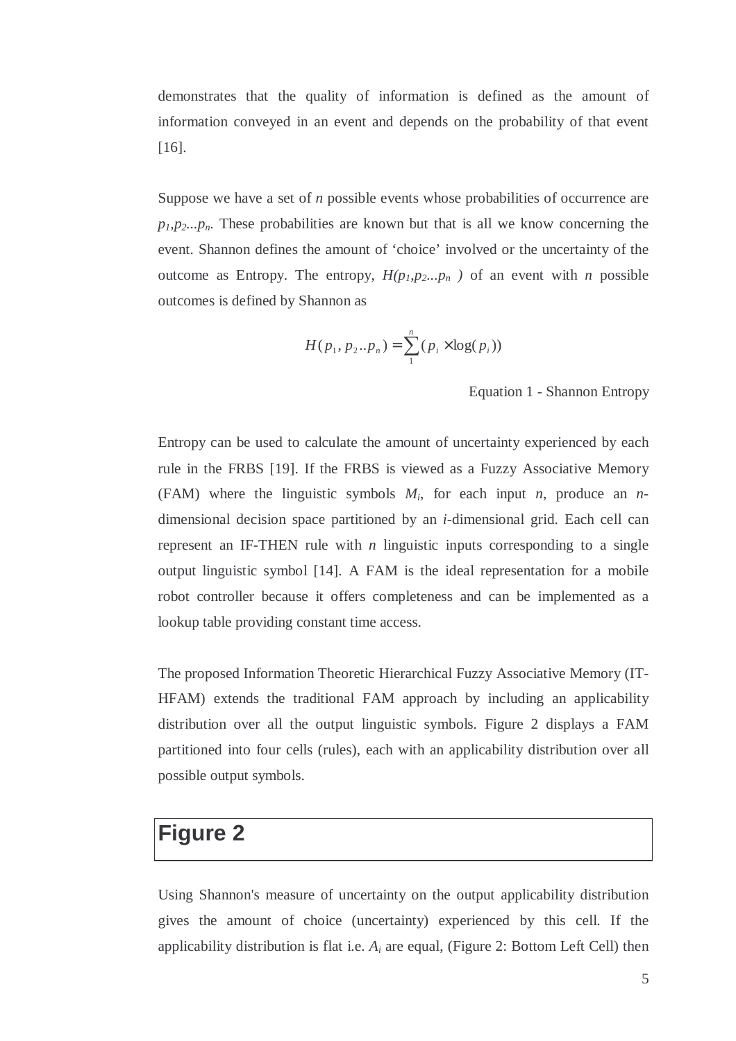demonstrates that the quality of information is defined as the amount of information conveyed in an event and depends on the probability of that event [16].

Suppose we have a set of $n$ possible events whose probabilities of occurrence are $p_1, p_2 \ldots p_n$. These probabilities are known but that is all we know concerning the event. Shannon defines the amount of 'choice' involved or the uncertainty of the outcome as Entropy. The entropy, $H(p_1, p_2 \ldots p_n)$ of an event with $n$ possible outcomes is defined by Shannon as

$$H(p_1, p_2 .. p_n) = \sum_{1}^{n} (p_i \times \log(p_i))$$

Equation 1 - Shannon Entropy

Entropy can be used to calculate the amount of uncertainty experienced by each rule in the FRBS [19]. If the FRBS is viewed as a Fuzzy Associative Memory (FAM) where the linguistic symbols $M_i$, for each input $n$, produce an $n$-dimensional decision space partitioned by an $i$-dimensional grid. Each cell can represent an IF-THEN rule with $n$ linguistic inputs corresponding to a single output linguistic symbol [14]. A FAM is the ideal representation for a mobile robot controller because it offers completeness and can be implemented as a lookup table providing constant time access.

The proposed Information Theoretic Hierarchical Fuzzy Associative Memory (IT-HFAM) extends the traditional FAM approach by including an applicability distribution over all the output linguistic symbols. Figure 2 displays a FAM partitioned into four cells (rules), each with an applicability distribution over all possible output symbols.

**Figure 2**

Using Shannon's measure of uncertainty on the output applicability distribution gives the amount of choice (uncertainty) experienced by this cell. If the applicability distribution is flat i.e. $A_i$ are equal, (Figure 2: Bottom Left Cell) then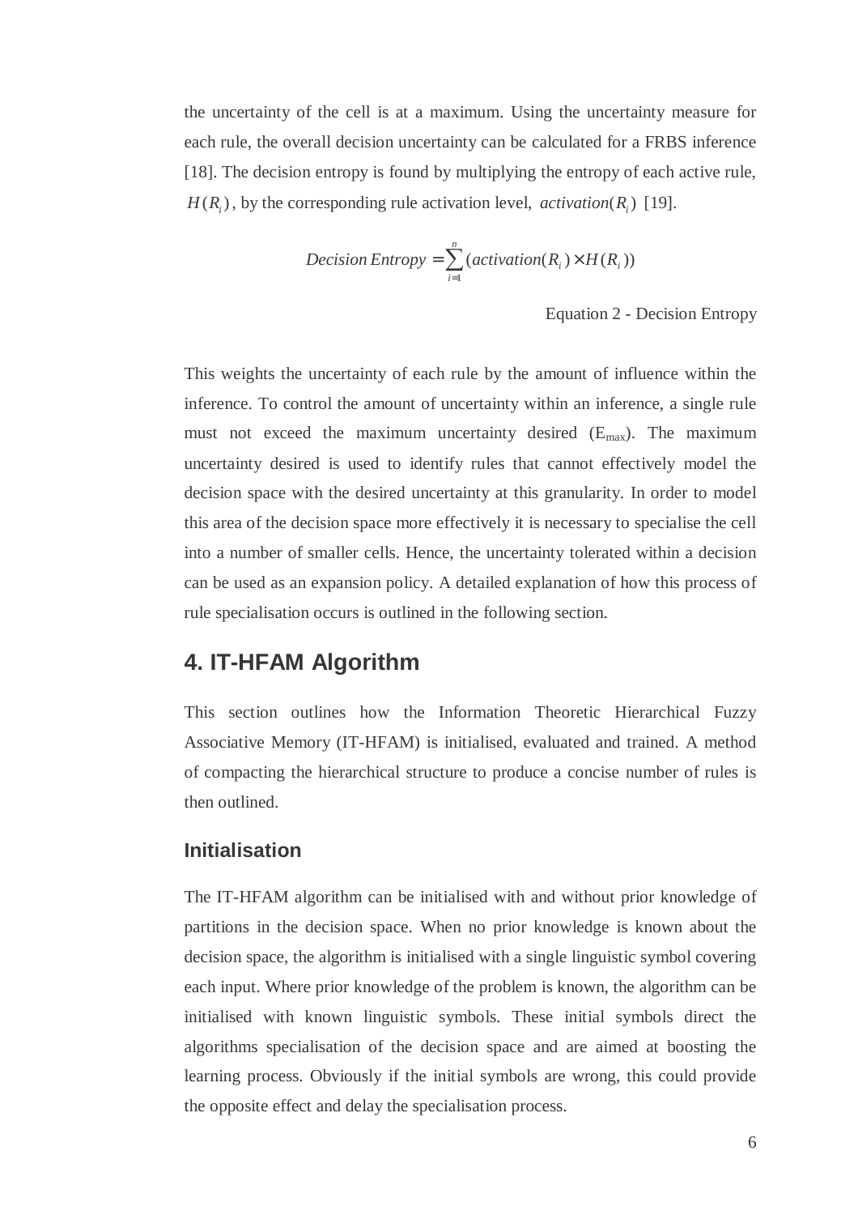the uncertainty of the cell is at a maximum. Using the uncertainty measure for each rule, the overall decision uncertainty can be calculated for a FRBS inference [18]. The decision entropy is found by multiplying the entropy of each active rule, $H(R_i)$, by the corresponding rule activation level, $activation(R_i)$ [19].

$$Decision\,Entropy = \sum_{i=1}^{n} (activation(R_i) \times H(R_i))$$

Equation 2 - Decision Entropy

This weights the uncertainty of each rule by the amount of influence within the inference. To control the amount of uncertainty within an inference, a single rule must not exceed the maximum uncertainty desired ($E_{max}$). The maximum uncertainty desired is used to identify rules that cannot effectively model the decision space with the desired uncertainty at this granularity. In order to model this area of the decision space more effectively it is necessary to specialise the cell into a number of smaller cells. Hence, the uncertainty tolerated within a decision can be used as an expansion policy. A detailed explanation of how this process of rule specialisation occurs is outlined in the following section.

## 4. IT-HFAM Algorithm

This section outlines how the Information Theoretic Hierarchical Fuzzy Associative Memory (IT-HFAM) is initialised, evaluated and trained. A method of compacting the hierarchical structure to produce a concise number of rules is then outlined.

### Initialisation

The IT-HFAM algorithm can be initialised with and without prior knowledge of partitions in the decision space. When no prior knowledge is known about the decision space, the algorithm is initialised with a single linguistic symbol covering each input. Where prior knowledge of the problem is known, the algorithm can be initialised with known linguistic symbols. These initial symbols direct the algorithms specialisation of the decision space and are aimed at boosting the learning process. Obviously if the initial symbols are wrong, this could provide the opposite effect and delay the specialisation process.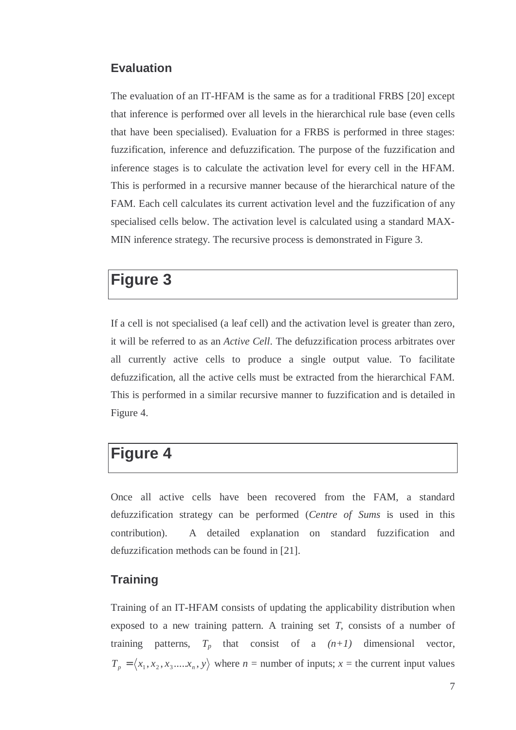### Evaluation

The evaluation of an IT-HFAM is the same as for a traditional FRBS [20] except that inference is performed over all levels in the hierarchical rule base (even cells that have been specialised). Evaluation for a FRBS is performed in three stages: fuzzification, inference and defuzzification. The purpose of the fuzzification and inference stages is to calculate the activation level for every cell in the HFAM. This is performed in a recursive manner because of the hierarchical nature of the FAM. Each cell calculates its current activation level and the fuzzification of any specialised cells below. The activation level is calculated using a standard MAX-MIN inference strategy. The recursive process is demonstrated in Figure 3.

## Figure 3

If a cell is not specialised (a leaf cell) and the activation level is greater than zero, it will be referred to as an *Active Cell*. The defuzzification process arbitrates over all currently active cells to produce a single output value. To facilitate defuzzification, all the active cells must be extracted from the hierarchical FAM. This is performed in a similar recursive manner to fuzzification and is detailed in Figure 4.

## Figure 4

Once all active cells have been recovered from the FAM, a standard defuzzification strategy can be performed (*Centre of Sums* is used in this contribution). A detailed explanation on standard fuzzification and defuzzification methods can be found in [21].

### Training

Training of an IT-HFAM consists of updating the applicability distribution when exposed to a new training pattern. A training set $T$, consists of a number of training patterns, $T_p$ that consist of a $(n+1)$ dimensional vector, $T_p = \langle x_1, x_2, x_3 \ldots.. x_n, y \rangle$ where $n$ = number of inputs; $x$ = the current input values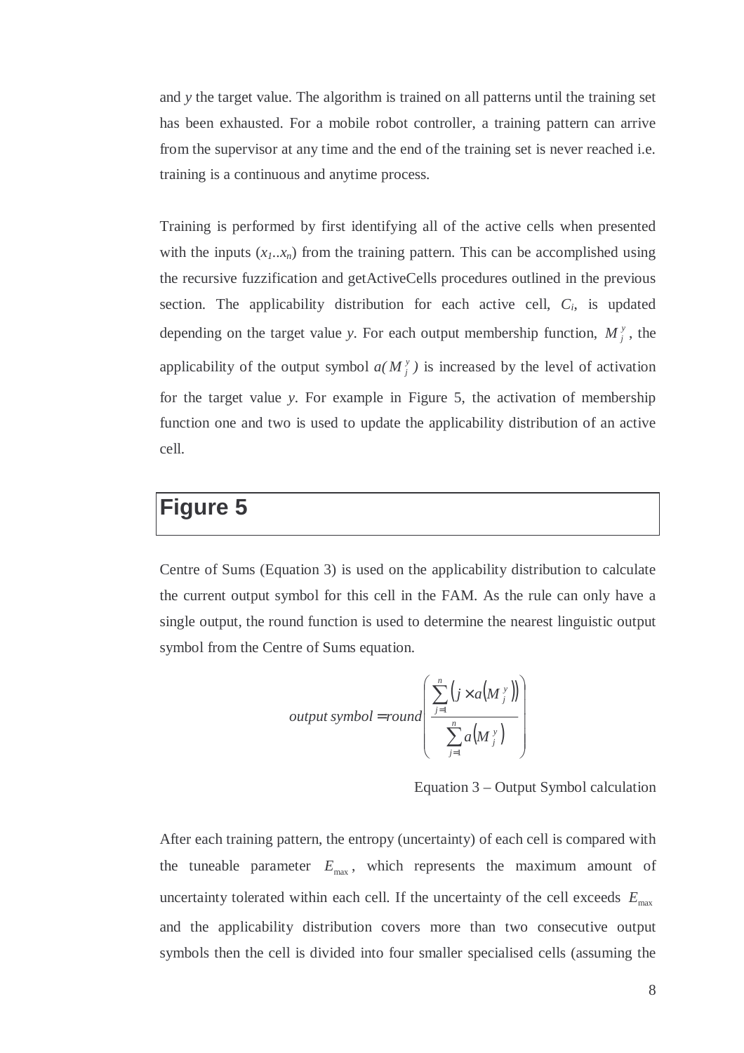and *y* the target value. The algorithm is trained on all patterns until the training set has been exhausted. For a mobile robot controller, a training pattern can arrive from the supervisor at any time and the end of the training set is never reached i.e. training is a continuous and anytime process.

Training is performed by first identifying all of the active cells when presented with the inputs ($x_1..x_n$) from the training pattern. This can be accomplished using the recursive fuzzification and getActiveCells procedures outlined in the previous section. The applicability distribution for each active cell, $C_i$, is updated depending on the target value *y*. For each output membership function, $M_j^y$, the applicability of the output symbol $a(M_j^y)$ is increased by the level of activation for the target value *y*. For example in Figure 5, the activation of membership function one and two is used to update the applicability distribution of an active cell.

**Figure 5**

Centre of Sums (Equation 3) is used on the applicability distribution to calculate the current output symbol for this cell in the FAM. As the rule can only have a single output, the round function is used to determine the nearest linguistic output symbol from the Centre of Sums equation.

$$output\ symbol = round\left(\frac{\sum_{j=1}^{n}\left(j \times a\left(M_j^y\right)\right)}{\sum_{j=1}^{n} a\left(M_j^y\right)}\right)$$

Equation 3 – Output Symbol calculation

After each training pattern, the entropy (uncertainty) of each cell is compared with the tuneable parameter $E_{\max}$, which represents the maximum amount of uncertainty tolerated within each cell. If the uncertainty of the cell exceeds $E_{\max}$ and the applicability distribution covers more than two consecutive output symbols then the cell is divided into four smaller specialised cells (assuming the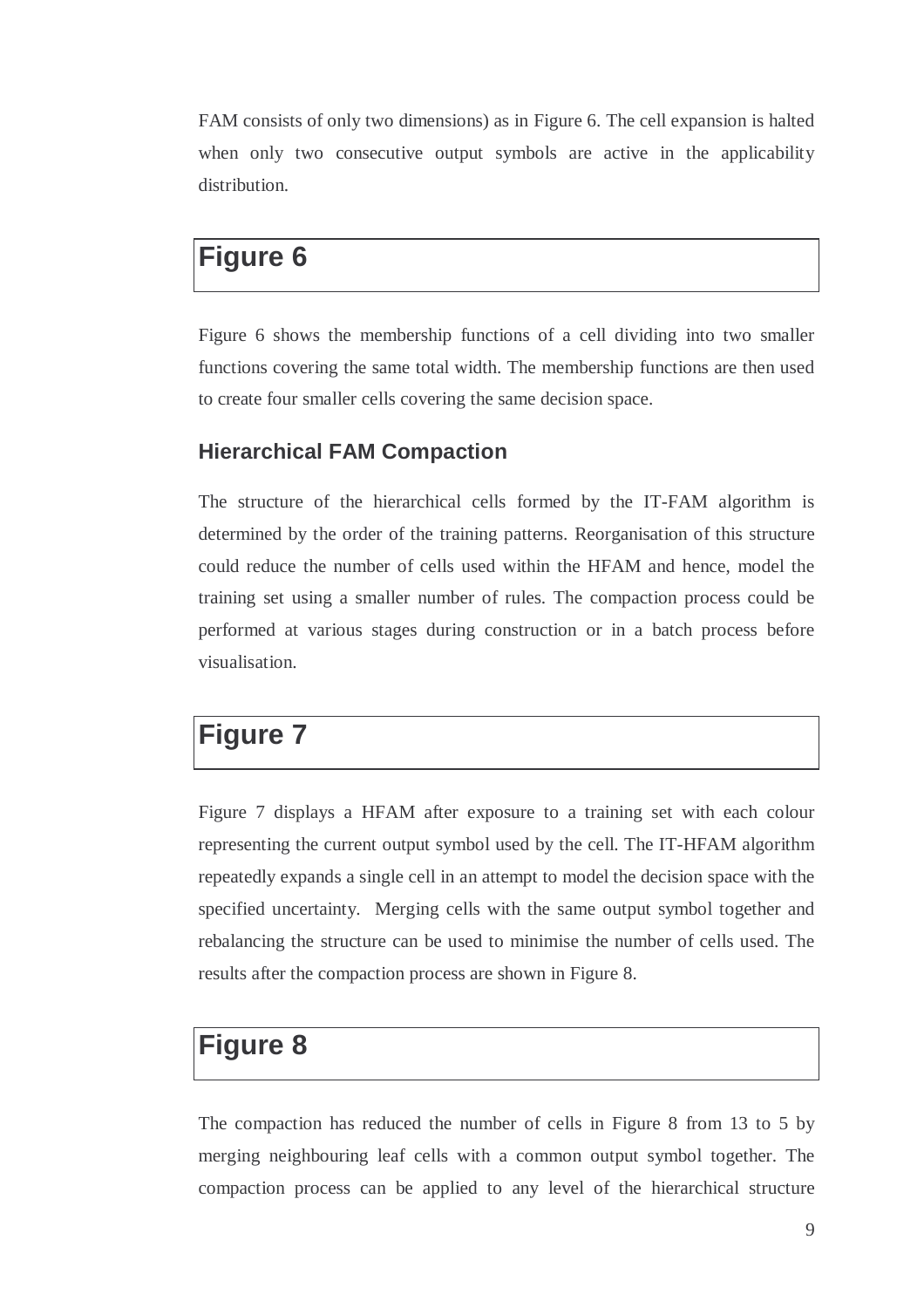FAM consists of only two dimensions) as in Figure 6. The cell expansion is halted when only two consecutive output symbols are active in the applicability distribution.

## Figure 6

Figure 6 shows the membership functions of a cell dividing into two smaller functions covering the same total width. The membership functions are then used to create four smaller cells covering the same decision space.

### Hierarchical FAM Compaction

The structure of the hierarchical cells formed by the IT-FAM algorithm is determined by the order of the training patterns. Reorganisation of this structure could reduce the number of cells used within the HFAM and hence, model the training set using a smaller number of rules. The compaction process could be performed at various stages during construction or in a batch process before visualisation.

## Figure 7

Figure 7 displays a HFAM after exposure to a training set with each colour representing the current output symbol used by the cell. The IT-HFAM algorithm repeatedly expands a single cell in an attempt to model the decision space with the specified uncertainty. Merging cells with the same output symbol together and rebalancing the structure can be used to minimise the number of cells used. The results after the compaction process are shown in Figure 8.

## Figure 8

The compaction has reduced the number of cells in Figure 8 from 13 to 5 by merging neighbouring leaf cells with a common output symbol together. The compaction process can be applied to any level of the hierarchical structure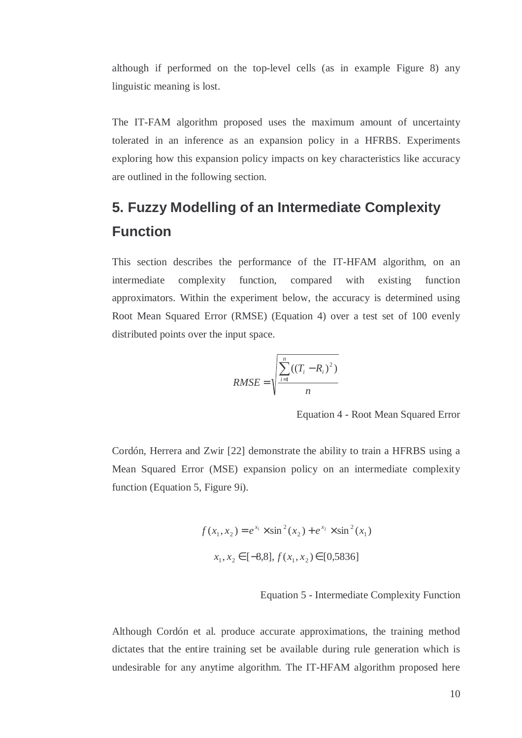although if performed on the top-level cells (as in example Figure 8) any linguistic meaning is lost.

The IT-FAM algorithm proposed uses the maximum amount of uncertainty tolerated in an inference as an expansion policy in a HFRBS. Experiments exploring how this expansion policy impacts on key characteristics like accuracy are outlined in the following section.

## 5. Fuzzy Modelling of an Intermediate Complexity Function

This section describes the performance of the IT-HFAM algorithm, on an intermediate complexity function, compared with existing function approximators. Within the experiment below, the accuracy is determined using Root Mean Squared Error (RMSE) (Equation 4) over a test set of 100 evenly distributed points over the input space.

$$RMSE = \sqrt{\frac{\sum_{i=1}^{n}((T_i - R_i)^2)}{n}}$$

Equation 4 - Root Mean Squared Error

Cordón, Herrera and Zwir [22] demonstrate the ability to train a HFRBS using a Mean Squared Error (MSE) expansion policy on an intermediate complexity function (Equation 5, Figure 9i).

$$f(x_1, x_2) = e^{x_1} \times \sin^2(x_2) + e^{x_2} \times \sin^2(x_1)$$

$$x_1, x_2 \in [-8,8],\ f(x_1, x_2) \in [0,5836]$$

Equation 5 - Intermediate Complexity Function

Although Cordón et al. produce accurate approximations, the training method dictates that the entire training set be available during rule generation which is undesirable for any anytime algorithm. The IT-HFAM algorithm proposed here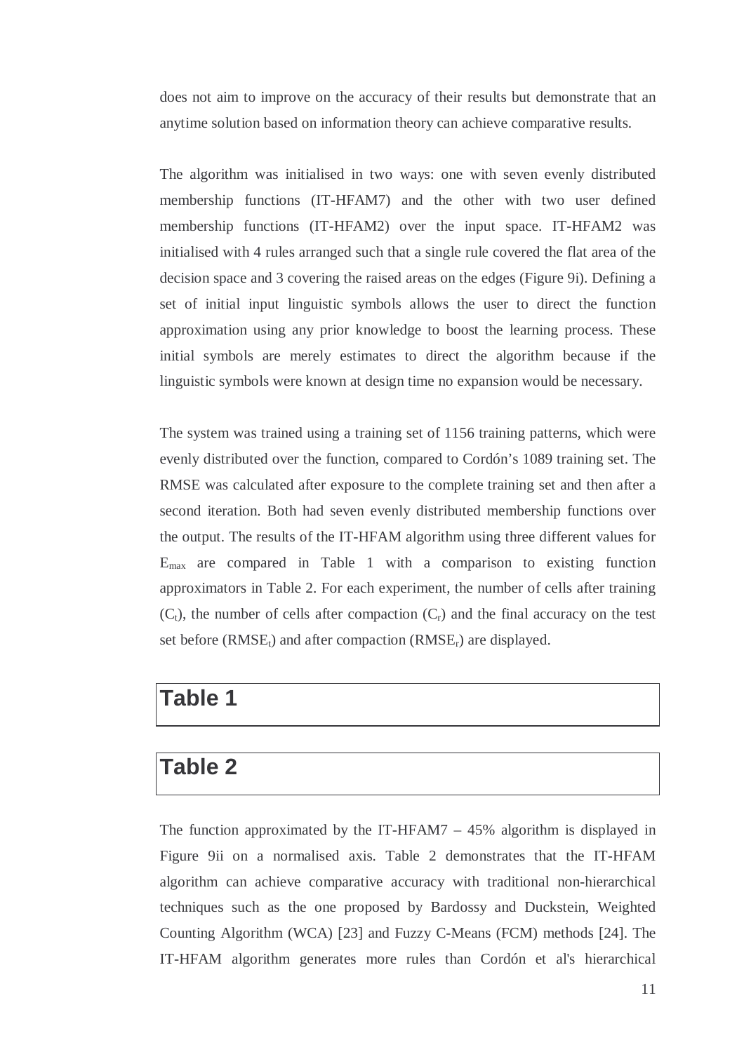does not aim to improve on the accuracy of their results but demonstrate that an anytime solution based on information theory can achieve comparative results.

The algorithm was initialised in two ways: one with seven evenly distributed membership functions (IT-HFAM7) and the other with two user defined membership functions (IT-HFAM2) over the input space. IT-HFAM2 was initialised with 4 rules arranged such that a single rule covered the flat area of the decision space and 3 covering the raised areas on the edges (Figure 9i). Defining a set of initial input linguistic symbols allows the user to direct the function approximation using any prior knowledge to boost the learning process. These initial symbols are merely estimates to direct the algorithm because if the linguistic symbols were known at design time no expansion would be necessary.

The system was trained using a training set of 1156 training patterns, which were evenly distributed over the function, compared to Cordón's 1089 training set. The RMSE was calculated after exposure to the complete training set and then after a second iteration. Both had seven evenly distributed membership functions over the output. The results of the IT-HFAM algorithm using three different values for $E_{max}$ are compared in Table 1 with a comparison to existing function approximators in Table 2. For each experiment, the number of cells after training ($C_t$), the number of cells after compaction ($C_r$) and the final accuracy on the test set before ($RMSE_t$) and after compaction ($RMSE_r$) are displayed.

## Table 1

## Table 2

The function approximated by the IT-HFAM7 – 45% algorithm is displayed in Figure 9ii on a normalised axis. Table 2 demonstrates that the IT-HFAM algorithm can achieve comparative accuracy with traditional non-hierarchical techniques such as the one proposed by Bardossy and Duckstein, Weighted Counting Algorithm (WCA) [23] and Fuzzy C-Means (FCM) methods [24]. The IT-HFAM algorithm generates more rules than Cordón et al's hierarchical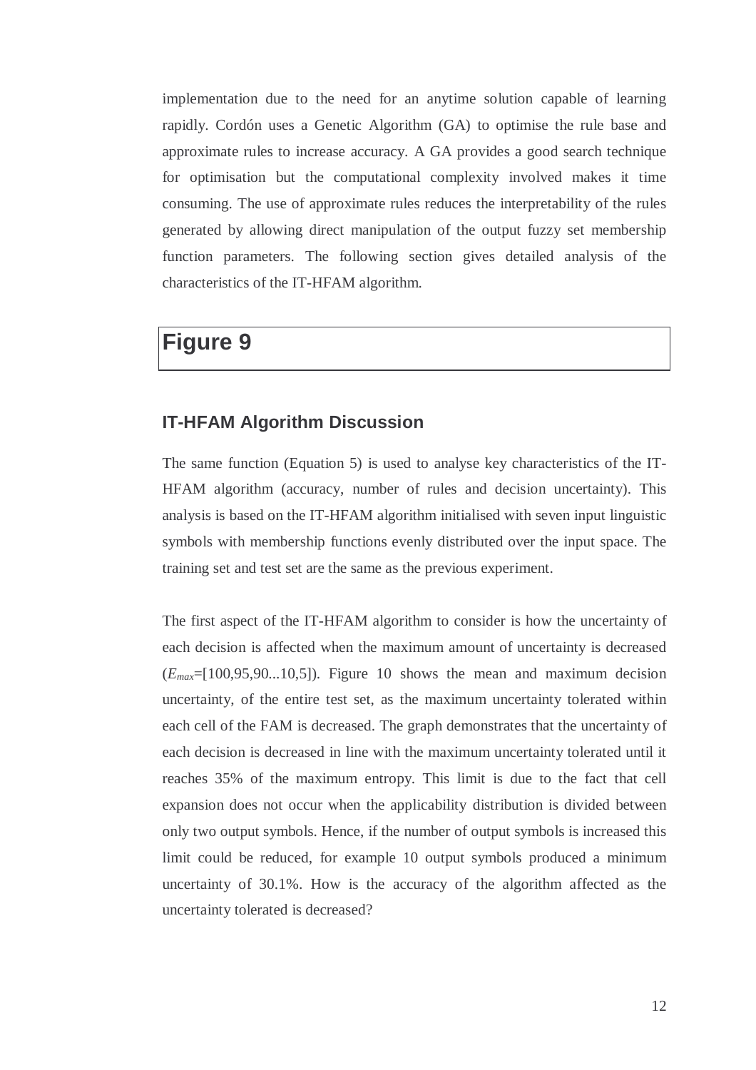implementation due to the need for an anytime solution capable of learning rapidly. Cordón uses a Genetic Algorithm (GA) to optimise the rule base and approximate rules to increase accuracy. A GA provides a good search technique for optimisation but the computational complexity involved makes it time consuming. The use of approximate rules reduces the interpretability of the rules generated by allowing direct manipulation of the output fuzzy set membership function parameters. The following section gives detailed analysis of the characteristics of the IT-HFAM algorithm.

# Figure 9

## IT-HFAM Algorithm Discussion

The same function (Equation 5) is used to analyse key characteristics of the IT-HFAM algorithm (accuracy, number of rules and decision uncertainty). This analysis is based on the IT-HFAM algorithm initialised with seven input linguistic symbols with membership functions evenly distributed over the input space. The training set and test set are the same as the previous experiment.

The first aspect of the IT-HFAM algorithm to consider is how the uncertainty of each decision is affected when the maximum amount of uncertainty is decreased ($E_{max}$=[100,95,90...10,5]). Figure 10 shows the mean and maximum decision uncertainty, of the entire test set, as the maximum uncertainty tolerated within each cell of the FAM is decreased. The graph demonstrates that the uncertainty of each decision is decreased in line with the maximum uncertainty tolerated until it reaches 35% of the maximum entropy. This limit is due to the fact that cell expansion does not occur when the applicability distribution is divided between only two output symbols. Hence, if the number of output symbols is increased this limit could be reduced, for example 10 output symbols produced a minimum uncertainty of 30.1%. How is the accuracy of the algorithm affected as the uncertainty tolerated is decreased?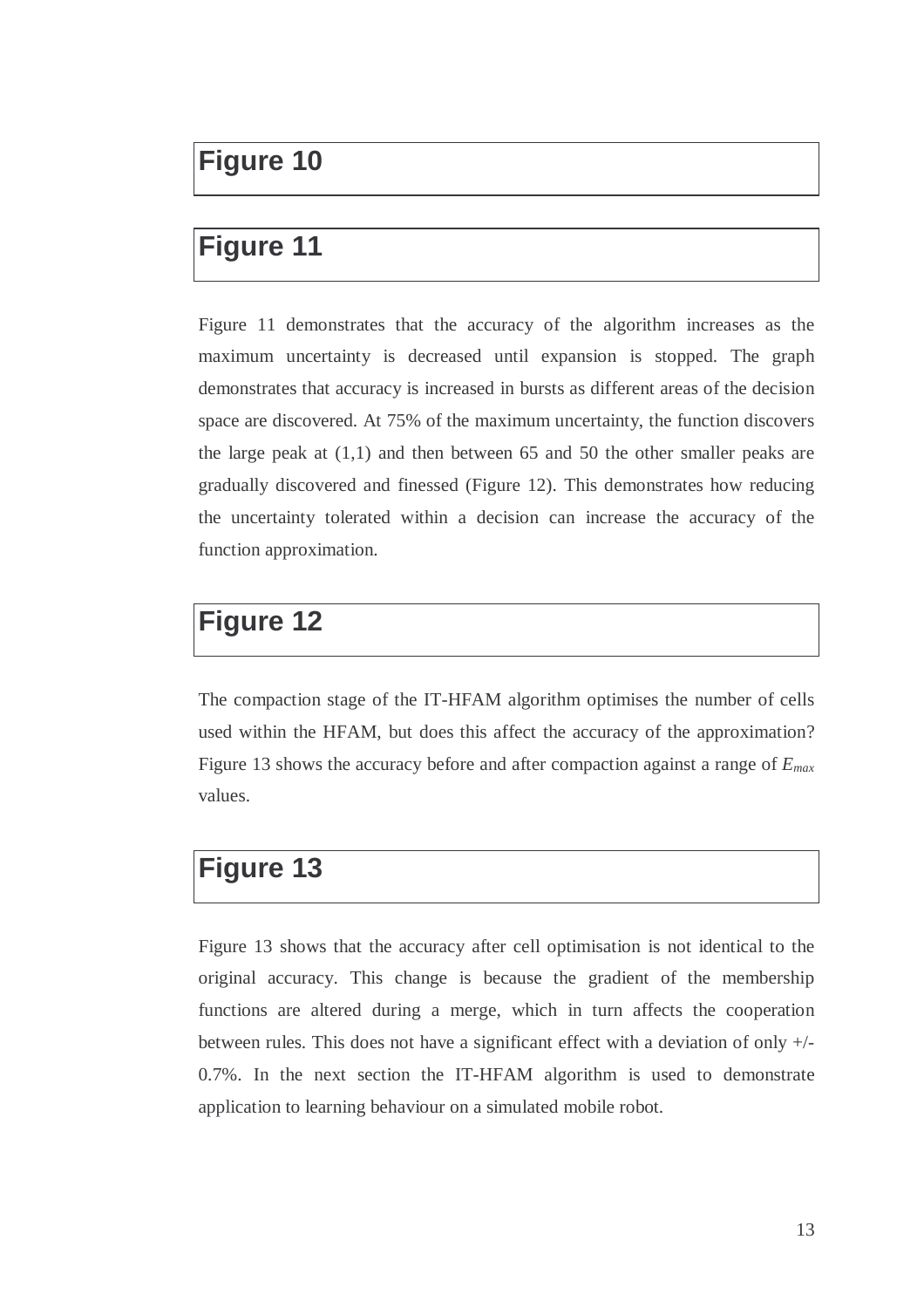## Figure 10

## Figure 11

Figure 11 demonstrates that the accuracy of the algorithm increases as the maximum uncertainty is decreased until expansion is stopped. The graph demonstrates that accuracy is increased in bursts as different areas of the decision space are discovered. At 75% of the maximum uncertainty, the function discovers the large peak at (1,1) and then between 65 and 50 the other smaller peaks are gradually discovered and finessed (Figure 12). This demonstrates how reducing the uncertainty tolerated within a decision can increase the accuracy of the function approximation.

## Figure 12

The compaction stage of the IT-HFAM algorithm optimises the number of cells used within the HFAM, but does this affect the accuracy of the approximation? Figure 13 shows the accuracy before and after compaction against a range of $E_{max}$ values.

## Figure 13

Figure 13 shows that the accuracy after cell optimisation is not identical to the original accuracy. This change is because the gradient of the membership functions are altered during a merge, which in turn affects the cooperation between rules. This does not have a significant effect with a deviation of only +/- 0.7%. In the next section the IT-HFAM algorithm is used to demonstrate application to learning behaviour on a simulated mobile robot.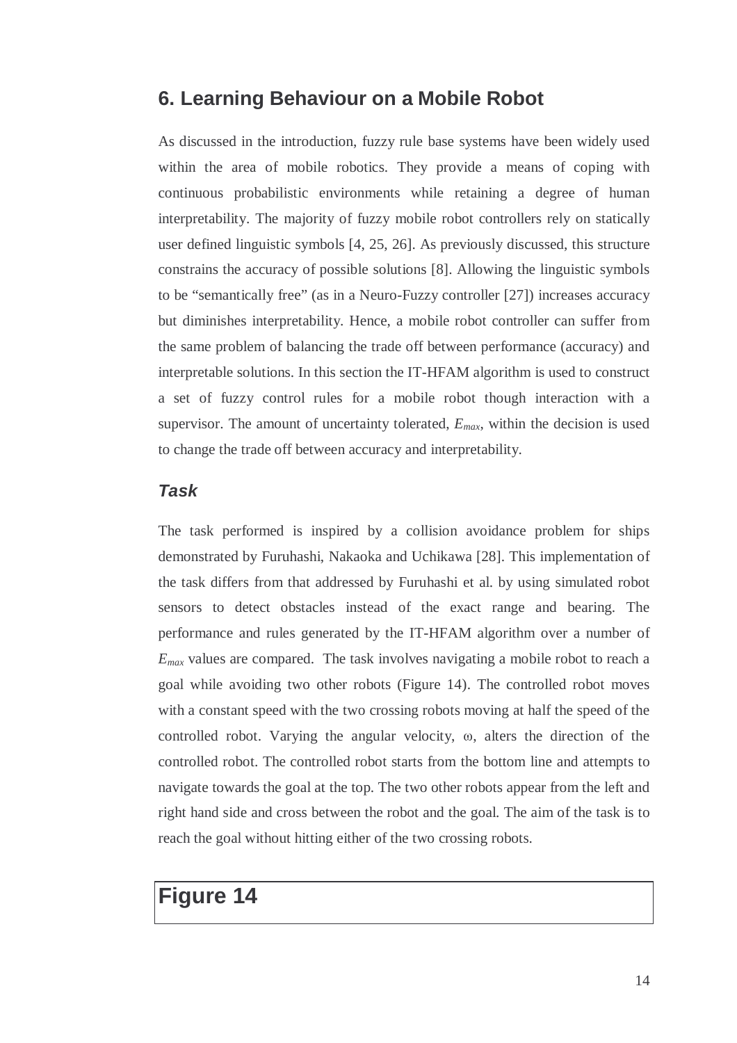## 6. Learning Behaviour on a Mobile Robot

As discussed in the introduction, fuzzy rule base systems have been widely used within the area of mobile robotics. They provide a means of coping with continuous probabilistic environments while retaining a degree of human interpretability. The majority of fuzzy mobile robot controllers rely on statically user defined linguistic symbols [4, 25, 26]. As previously discussed, this structure constrains the accuracy of possible solutions [8]. Allowing the linguistic symbols to be "semantically free" (as in a Neuro-Fuzzy controller [27]) increases accuracy but diminishes interpretability. Hence, a mobile robot controller can suffer from the same problem of balancing the trade off between performance (accuracy) and interpretable solutions. In this section the IT-HFAM algorithm is used to construct a set of fuzzy control rules for a mobile robot though interaction with a supervisor. The amount of uncertainty tolerated, $E_{max}$, within the decision is used to change the trade off between accuracy and interpretability.

### *Task*

The task performed is inspired by a collision avoidance problem for ships demonstrated by Furuhashi, Nakaoka and Uchikawa [28]. This implementation of the task differs from that addressed by Furuhashi et al. by using simulated robot sensors to detect obstacles instead of the exact range and bearing. The performance and rules generated by the IT-HFAM algorithm over a number of $E_{max}$ values are compared. The task involves navigating a mobile robot to reach a goal while avoiding two other robots (Figure 14). The controlled robot moves with a constant speed with the two crossing robots moving at half the speed of the controlled robot. Varying the angular velocity, $\omega$, alters the direction of the controlled robot. The controlled robot starts from the bottom line and attempts to navigate towards the goal at the top. The two other robots appear from the left and right hand side and cross between the robot and the goal. The aim of the task is to reach the goal without hitting either of the two crossing robots.

**Figure 14**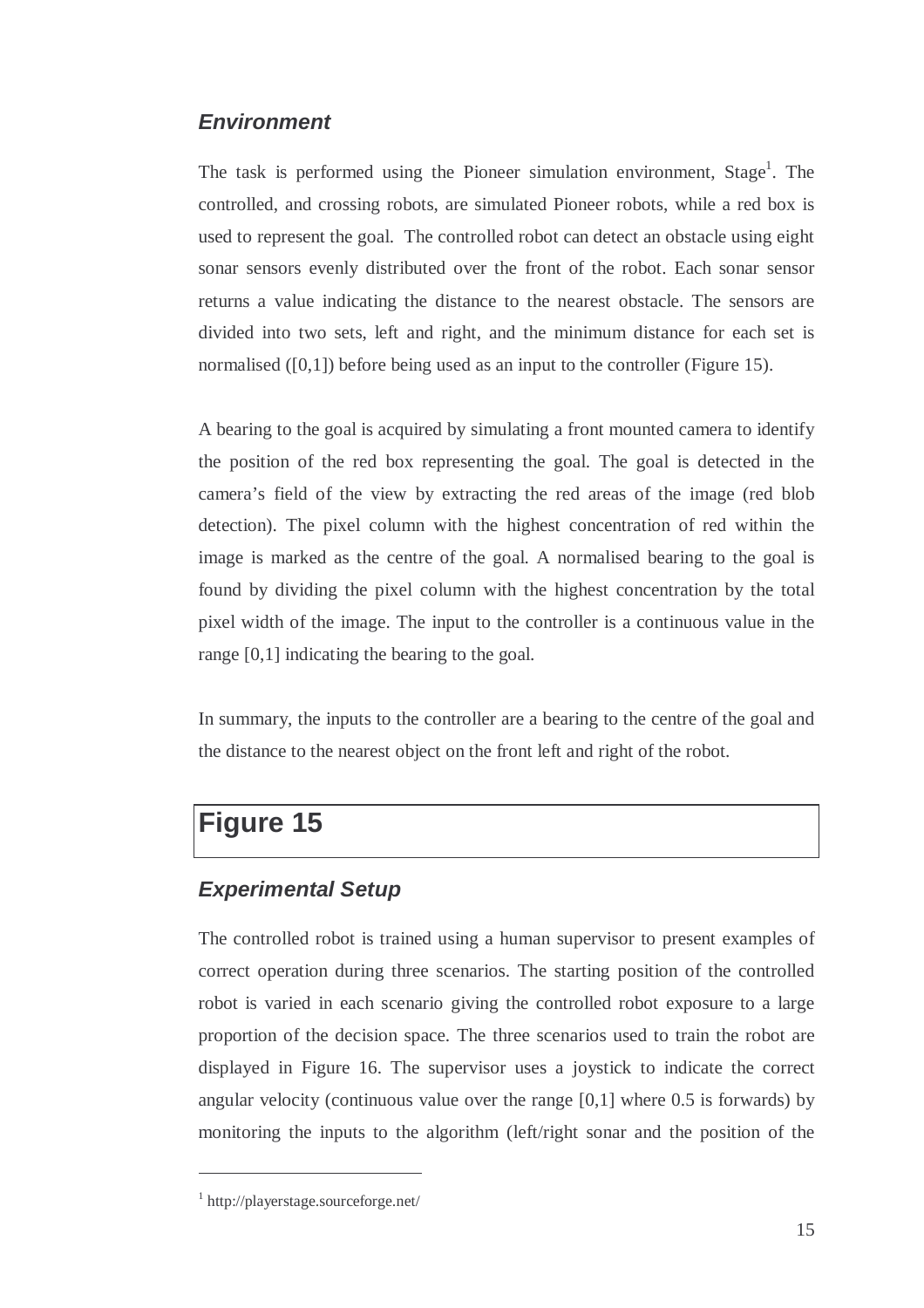### *Environment*

The task is performed using the Pioneer simulation environment, Stage[1]. The controlled, and crossing robots, are simulated Pioneer robots, while a red box is used to represent the goal. The controlled robot can detect an obstacle using eight sonar sensors evenly distributed over the front of the robot. Each sonar sensor returns a value indicating the distance to the nearest obstacle. The sensors are divided into two sets, left and right, and the minimum distance for each set is normalised ([0,1]) before being used as an input to the controller (Figure 15).

A bearing to the goal is acquired by simulating a front mounted camera to identify the position of the red box representing the goal. The goal is detected in the camera's field of the view by extracting the red areas of the image (red blob detection). The pixel column with the highest concentration of red within the image is marked as the centre of the goal. A normalised bearing to the goal is found by dividing the pixel column with the highest concentration by the total pixel width of the image. The input to the controller is a continuous value in the range [0,1] indicating the bearing to the goal.

In summary, the inputs to the controller are a bearing to the centre of the goal and the distance to the nearest object on the front left and right of the robot.

## Figure 15

### *Experimental Setup*

The controlled robot is trained using a human supervisor to present examples of correct operation during three scenarios. The starting position of the controlled robot is varied in each scenario giving the controlled robot exposure to a large proportion of the decision space. The three scenarios used to train the robot are displayed in Figure 16. The supervisor uses a joystick to indicate the correct angular velocity (continuous value over the range [0,1] where 0.5 is forwards) by monitoring the inputs to the algorithm (left/right sonar and the position of the

[1] http://playerstage.sourceforge.net/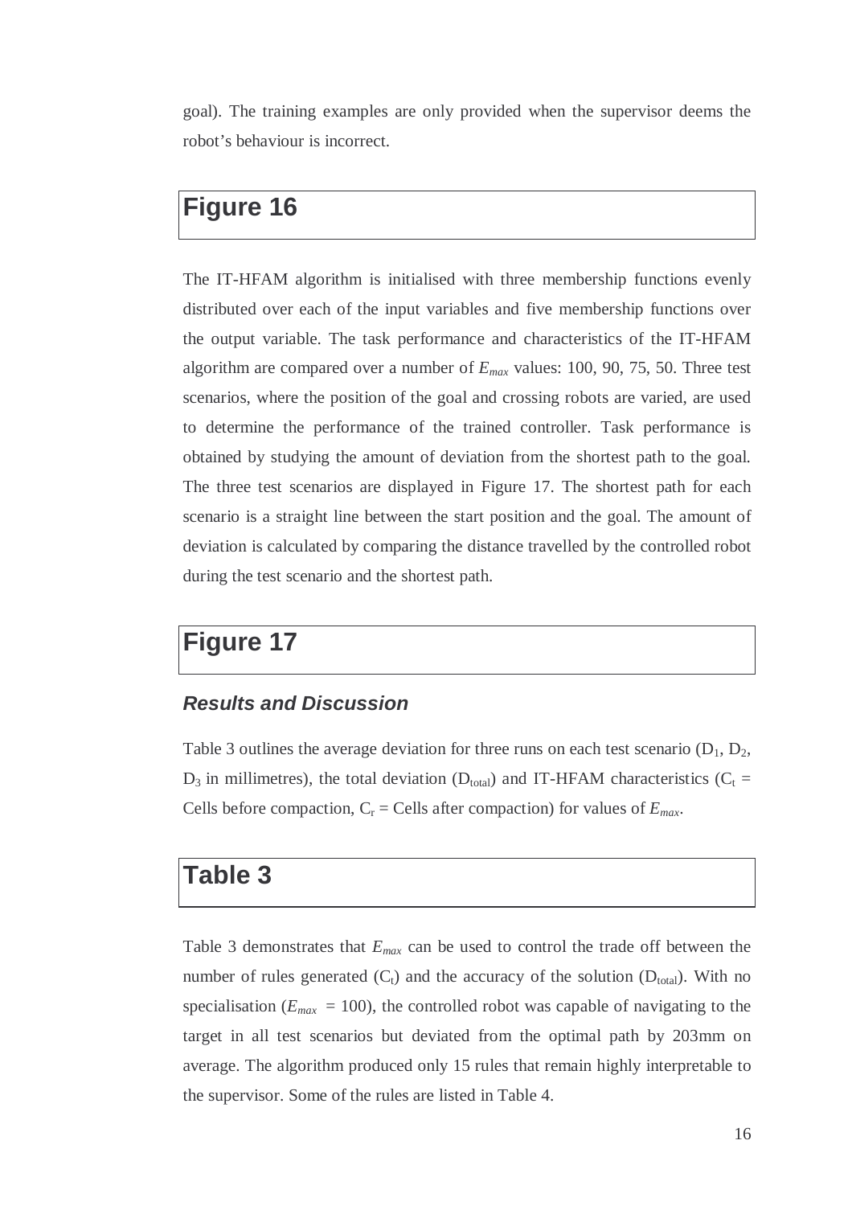goal). The training examples are only provided when the supervisor deems the robot's behaviour is incorrect.

## Figure 16

The IT-HFAM algorithm is initialised with three membership functions evenly distributed over each of the input variables and five membership functions over the output variable. The task performance and characteristics of the IT-HFAM algorithm are compared over a number of $E_{max}$ values: 100, 90, 75, 50. Three test scenarios, where the position of the goal and crossing robots are varied, are used to determine the performance of the trained controller. Task performance is obtained by studying the amount of deviation from the shortest path to the goal. The three test scenarios are displayed in Figure 17. The shortest path for each scenario is a straight line between the start position and the goal. The amount of deviation is calculated by comparing the distance travelled by the controlled robot during the test scenario and the shortest path.

## Figure 17

### *Results and Discussion*

Table 3 outlines the average deviation for three runs on each test scenario ($D_1$, $D_2$, $D_3$ in millimetres), the total deviation ($D_{total}$) and IT-HFAM characteristics ($C_t$ = Cells before compaction, $C_r$ = Cells after compaction) for values of $E_{max}$.

## Table 3

Table 3 demonstrates that $E_{max}$ can be used to control the trade off between the number of rules generated ($C_t$) and the accuracy of the solution ($D_{total}$). With no specialisation ($E_{max}$ = 100), the controlled robot was capable of navigating to the target in all test scenarios but deviated from the optimal path by 203mm on average. The algorithm produced only 15 rules that remain highly interpretable to the supervisor. Some of the rules are listed in Table 4.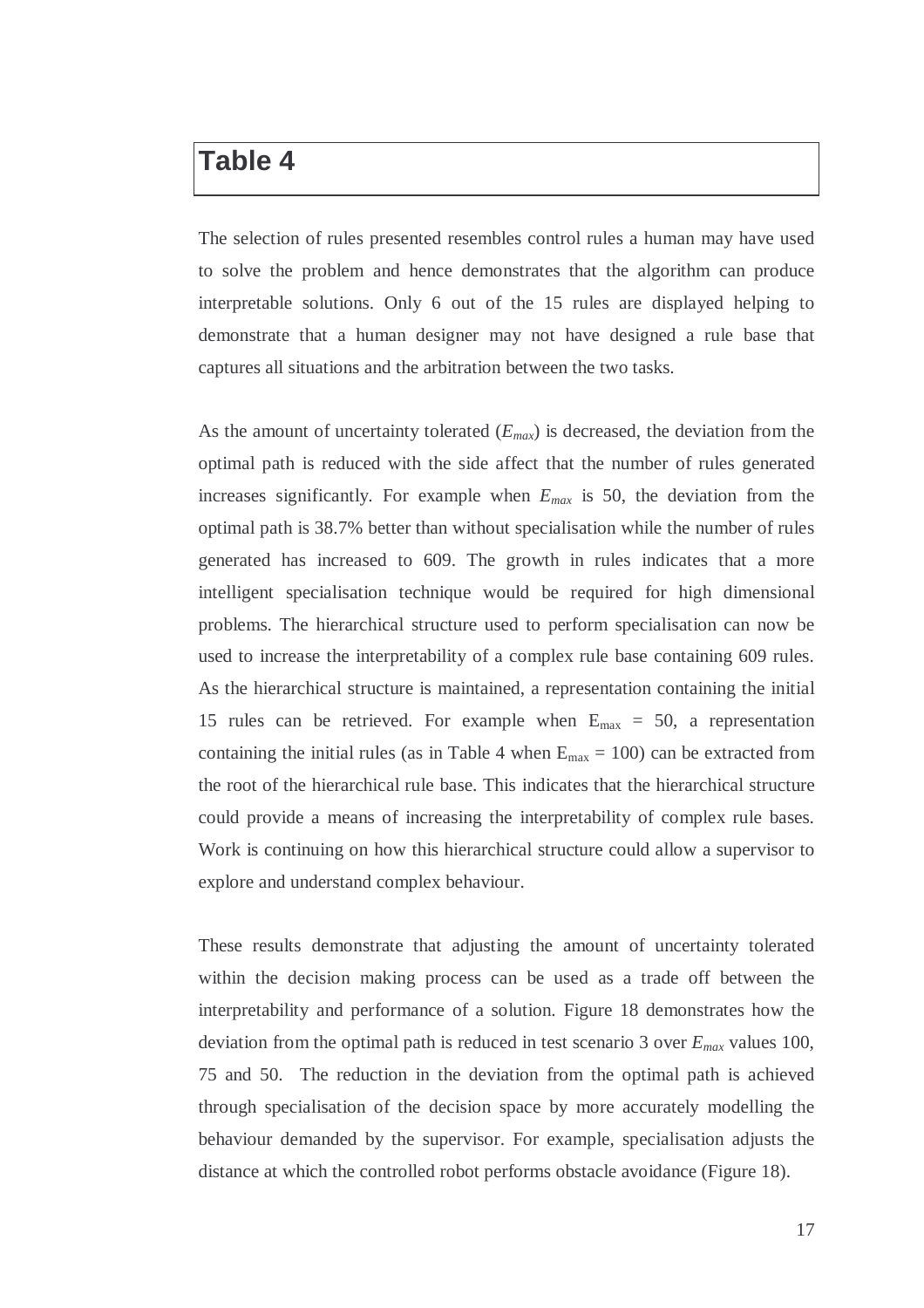# Table 4

The selection of rules presented resembles control rules a human may have used to solve the problem and hence demonstrates that the algorithm can produce interpretable solutions. Only 6 out of the 15 rules are displayed helping to demonstrate that a human designer may not have designed a rule base that captures all situations and the arbitration between the two tasks.

As the amount of uncertainty tolerated ($E_{max}$) is decreased, the deviation from the optimal path is reduced with the side affect that the number of rules generated increases significantly. For example when $E_{max}$ is 50, the deviation from the optimal path is 38.7% better than without specialisation while the number of rules generated has increased to 609. The growth in rules indicates that a more intelligent specialisation technique would be required for high dimensional problems. The hierarchical structure used to perform specialisation can now be used to increase the interpretability of a complex rule base containing 609 rules. As the hierarchical structure is maintained, a representation containing the initial 15 rules can be retrieved. For example when $E_{max}$ = 50, a representation containing the initial rules (as in Table 4 when $E_{max}$ = 100) can be extracted from the root of the hierarchical rule base. This indicates that the hierarchical structure could provide a means of increasing the interpretability of complex rule bases. Work is continuing on how this hierarchical structure could allow a supervisor to explore and understand complex behaviour.

These results demonstrate that adjusting the amount of uncertainty tolerated within the decision making process can be used as a trade off between the interpretability and performance of a solution. Figure 18 demonstrates how the deviation from the optimal path is reduced in test scenario 3 over $E_{max}$ values 100, 75 and 50. The reduction in the deviation from the optimal path is achieved through specialisation of the decision space by more accurately modelling the behaviour demanded by the supervisor. For example, specialisation adjusts the distance at which the controlled robot performs obstacle avoidance (Figure 18).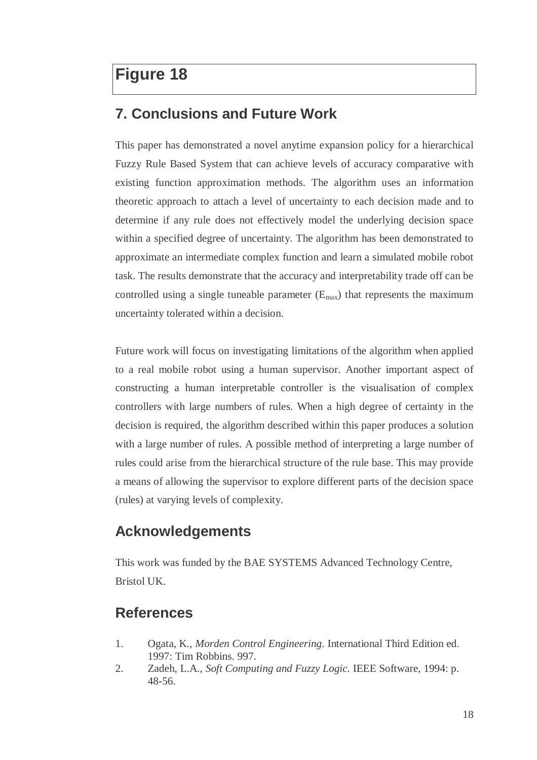## Figure 18

## 7. Conclusions and Future Work

This paper has demonstrated a novel anytime expansion policy for a hierarchical Fuzzy Rule Based System that can achieve levels of accuracy comparative with existing function approximation methods. The algorithm uses an information theoretic approach to attach a level of uncertainty to each decision made and to determine if any rule does not effectively model the underlying decision space within a specified degree of uncertainty. The algorithm has been demonstrated to approximate an intermediate complex function and learn a simulated mobile robot task. The results demonstrate that the accuracy and interpretability trade off can be controlled using a single tuneable parameter ($E_{max}$) that represents the maximum uncertainty tolerated within a decision.

Future work will focus on investigating limitations of the algorithm when applied to a real mobile robot using a human supervisor. Another important aspect of constructing a human interpretable controller is the visualisation of complex controllers with large numbers of rules. When a high degree of certainty in the decision is required, the algorithm described within this paper produces a solution with a large number of rules. A possible method of interpreting a large number of rules could arise from the hierarchical structure of the rule base. This may provide a means of allowing the supervisor to explore different parts of the decision space (rules) at varying levels of complexity.

## Acknowledgements

This work was funded by the BAE SYSTEMS Advanced Technology Centre, Bristol UK.

## References

1. Ogata, K., *Morden Control Engineering*. International Third Edition ed. 1997: Tim Robbins. 997.
2. Zadeh, L.A., *Soft Computing and Fuzzy Logic.* IEEE Software, 1994: p. 48-56.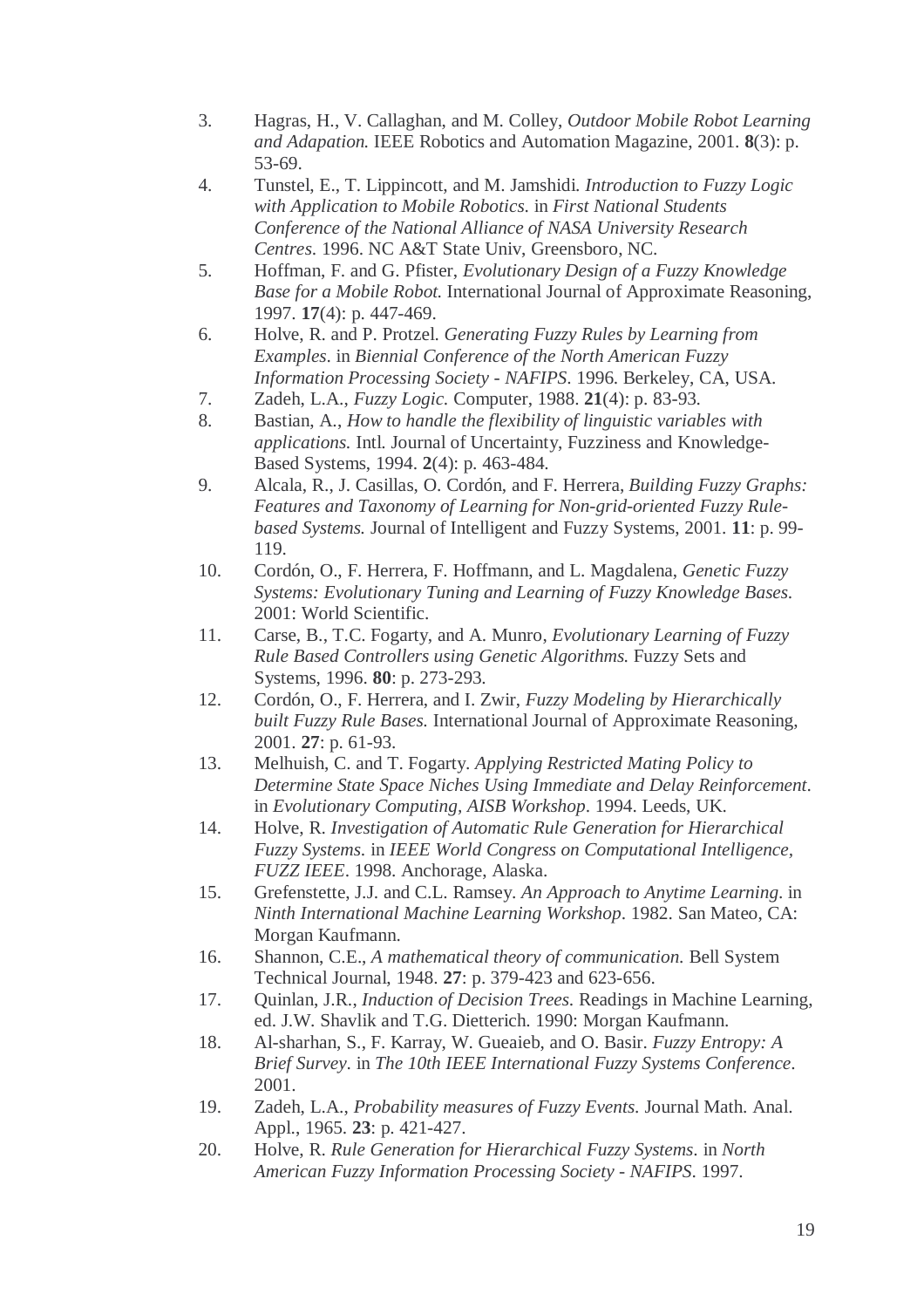3. Hagras, H., V. Callaghan, and M. Colley, *Outdoor Mobile Robot Learning and Adapation.* IEEE Robotics and Automation Magazine, 2001. **8**(3): p. 53-69.
4. Tunstel, E., T. Lippincott, and M. Jamshidi. *Introduction to Fuzzy Logic with Application to Mobile Robotics*. in *First National Students Conference of the National Alliance of NASA University Research Centres*. 1996. NC A&T State Univ, Greensboro, NC.
5. Hoffman, F. and G. Pfister, *Evolutionary Design of a Fuzzy Knowledge Base for a Mobile Robot.* International Journal of Approximate Reasoning, 1997. **17**(4): p. 447-469.
6. Holve, R. and P. Protzel. *Generating Fuzzy Rules by Learning from Examples*. in *Biennial Conference of the North American Fuzzy Information Processing Society - NAFIPS*. 1996. Berkeley, CA, USA.
7. Zadeh, L.A., *Fuzzy Logic.* Computer, 1988. **21**(4): p. 83-93.
8. Bastian, A., *How to handle the flexibility of linguistic variables with applications.* Intl. Journal of Uncertainty, Fuzziness and Knowledge-Based Systems, 1994. **2**(4): p. 463-484.
9. Alcala, R., J. Casillas, O. Cordón, and F. Herrera, *Building Fuzzy Graphs: Features and Taxonomy of Learning for Non-grid-oriented Fuzzy Rule-based Systems.* Journal of Intelligent and Fuzzy Systems, 2001. **11**: p. 99-119.
10. Cordón, O., F. Herrera, F. Hoffmann, and L. Magdalena, *Genetic Fuzzy Systems: Evolutionary Tuning and Learning of Fuzzy Knowledge Bases.* 2001: World Scientific.
11. Carse, B., T.C. Fogarty, and A. Munro, *Evolutionary Learning of Fuzzy Rule Based Controllers using Genetic Algorithms.* Fuzzy Sets and Systems, 1996. **80**: p. 273-293.
12. Cordón, O., F. Herrera, and I. Zwir, *Fuzzy Modeling by Hierarchically built Fuzzy Rule Bases.* International Journal of Approximate Reasoning, 2001. **27**: p. 61-93.
13. Melhuish, C. and T. Fogarty. *Applying Restricted Mating Policy to Determine State Space Niches Using Immediate and Delay Reinforcement*. in *Evolutionary Computing, AISB Workshop*. 1994. Leeds, UK.
14. Holve, R. *Investigation of Automatic Rule Generation for Hierarchical Fuzzy Systems*. in *IEEE World Congress on Computational Intelligence, FUZZ IEEE*. 1998. Anchorage, Alaska.
15. Grefenstette, J.J. and C.L. Ramsey. *An Approach to Anytime Learning*. in *Ninth International Machine Learning Workshop*. 1982. San Mateo, CA: Morgan Kaufmann.
16. Shannon, C.E., *A mathematical theory of communication.* Bell System Technical Journal, 1948. **27**: p. 379-423 and 623-656.
17. Quinlan, J.R., *Induction of Decision Trees*. Readings in Machine Learning, ed. J.W. Shavlik and T.G. Dietterich. 1990: Morgan Kaufmann.
18. Al-sharhan, S., F. Karray, W. Gueaieb, and O. Basir. *Fuzzy Entropy: A Brief Survey*. in *The 10th IEEE International Fuzzy Systems Conference*. 2001.
19. Zadeh, L.A., *Probability measures of Fuzzy Events.* Journal Math. Anal. Appl., 1965. **23**: p. 421-427.
20. Holve, R. *Rule Generation for Hierarchical Fuzzy Systems*. in *North American Fuzzy Information Processing Society - NAFIPS*. 1997.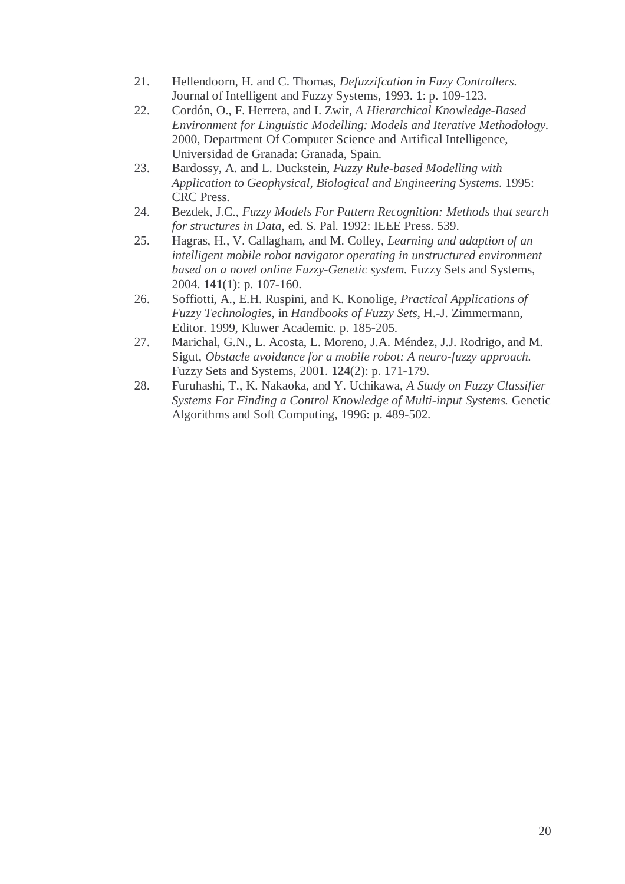21. Hellendoorn, H. and C. Thomas, *Defuzzifcation in Fuzy Controllers.* Journal of Intelligent and Fuzzy Systems, 1993. **1**: p. 109-123.
22. Cordón, O., F. Herrera, and I. Zwir, *A Hierarchical Knowledge-Based Environment for Linguistic Modelling: Models and Iterative Methodology*. 2000, Department Of Computer Science and Artifical Intelligence, Universidad de Granada: Granada, Spain.
23. Bardossy, A. and L. Duckstein, *Fuzzy Rule-based Modelling with Application to Geophysical, Biological and Engineering Systems*. 1995: CRC Press.
24. Bezdek, J.C., *Fuzzy Models For Pattern Recognition: Methods that search for structures in Data*, ed. S. Pal. 1992: IEEE Press. 539.
25. Hagras, H., V. Callagham, and M. Colley, *Learning and adaption of an intelligent mobile robot navigator operating in unstructured environment based on a novel online Fuzzy-Genetic system.* Fuzzy Sets and Systems, 2004. **141**(1): p. 107-160.
26. Soffiotti, A., E.H. Ruspini, and K. Konolige, *Practical Applications of Fuzzy Technologies*, in *Handbooks of Fuzzy Sets*, H.-J. Zimmermann, Editor. 1999, Kluwer Academic. p. 185-205.
27. Marichal, G.N., L. Acosta, L. Moreno, J.A. Méndez, J.J. Rodrigo, and M. Sigut, *Obstacle avoidance for a mobile robot: A neuro-fuzzy approach.* Fuzzy Sets and Systems, 2001. **124**(2): p. 171-179.
28. Furuhashi, T., K. Nakaoka, and Y. Uchikawa, *A Study on Fuzzy Classifier Systems For Finding a Control Knowledge of Multi-input Systems.* Genetic Algorithms and Soft Computing, 1996: p. 489-502.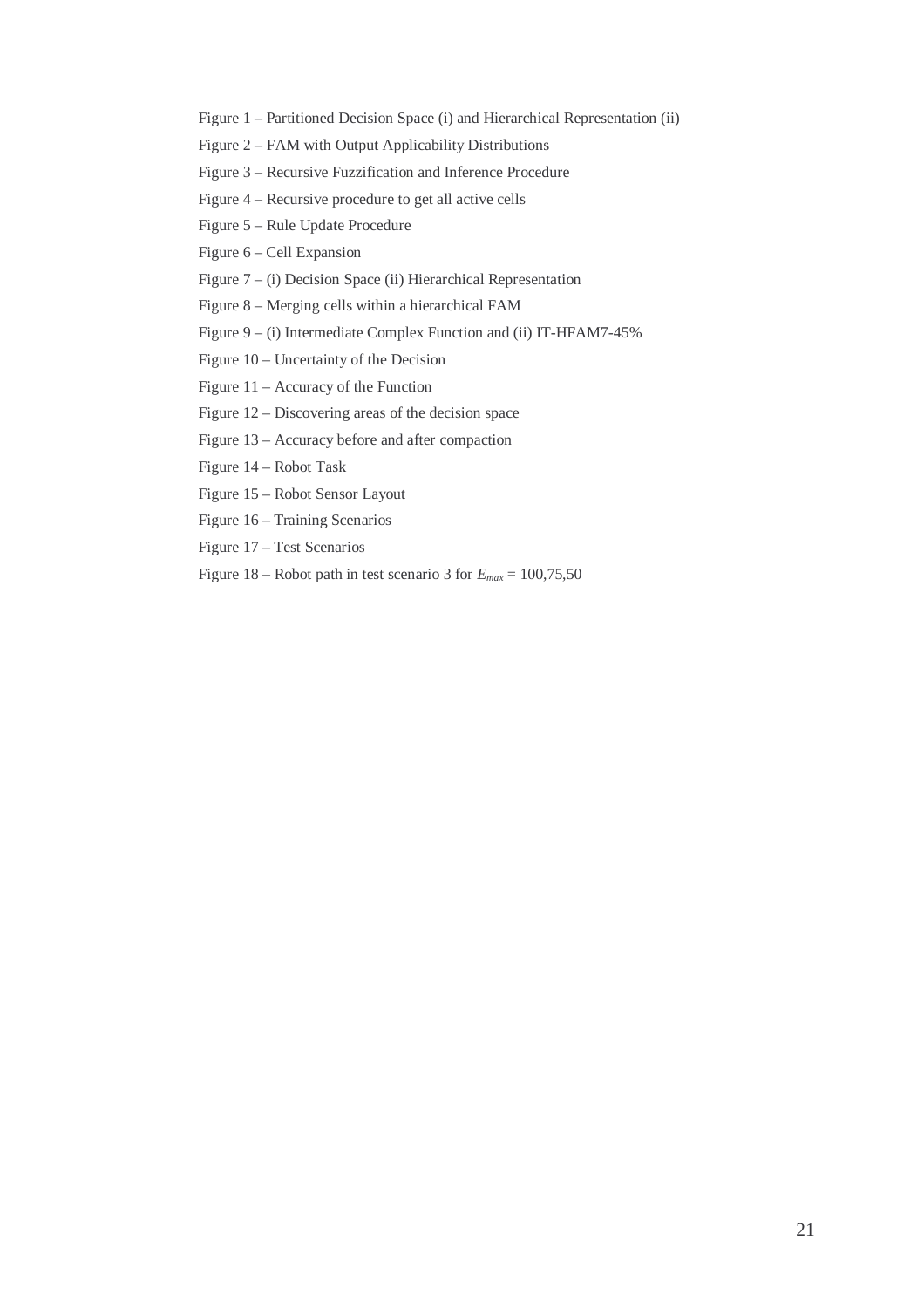Figure 1 – Partitioned Decision Space (i) and Hierarchical Representation (ii)

Figure 2 – FAM with Output Applicability Distributions

Figure 3 – Recursive Fuzzification and Inference Procedure

Figure 4 – Recursive procedure to get all active cells

Figure 5 – Rule Update Procedure

Figure 6 – Cell Expansion

Figure 7 – (i) Decision Space (ii) Hierarchical Representation

Figure 8 – Merging cells within a hierarchical FAM

Figure 9 – (i) Intermediate Complex Function and (ii) IT-HFAM7-45%

Figure 10 – Uncertainty of the Decision

Figure 11 – Accuracy of the Function

Figure 12 – Discovering areas of the decision space

Figure 13 – Accuracy before and after compaction

Figure 14 – Robot Task

Figure 15 – Robot Sensor Layout

Figure 16 – Training Scenarios

Figure 17 – Test Scenarios

Figure 18 – Robot path in test scenario 3 for $E_{max}$ = 100,75,50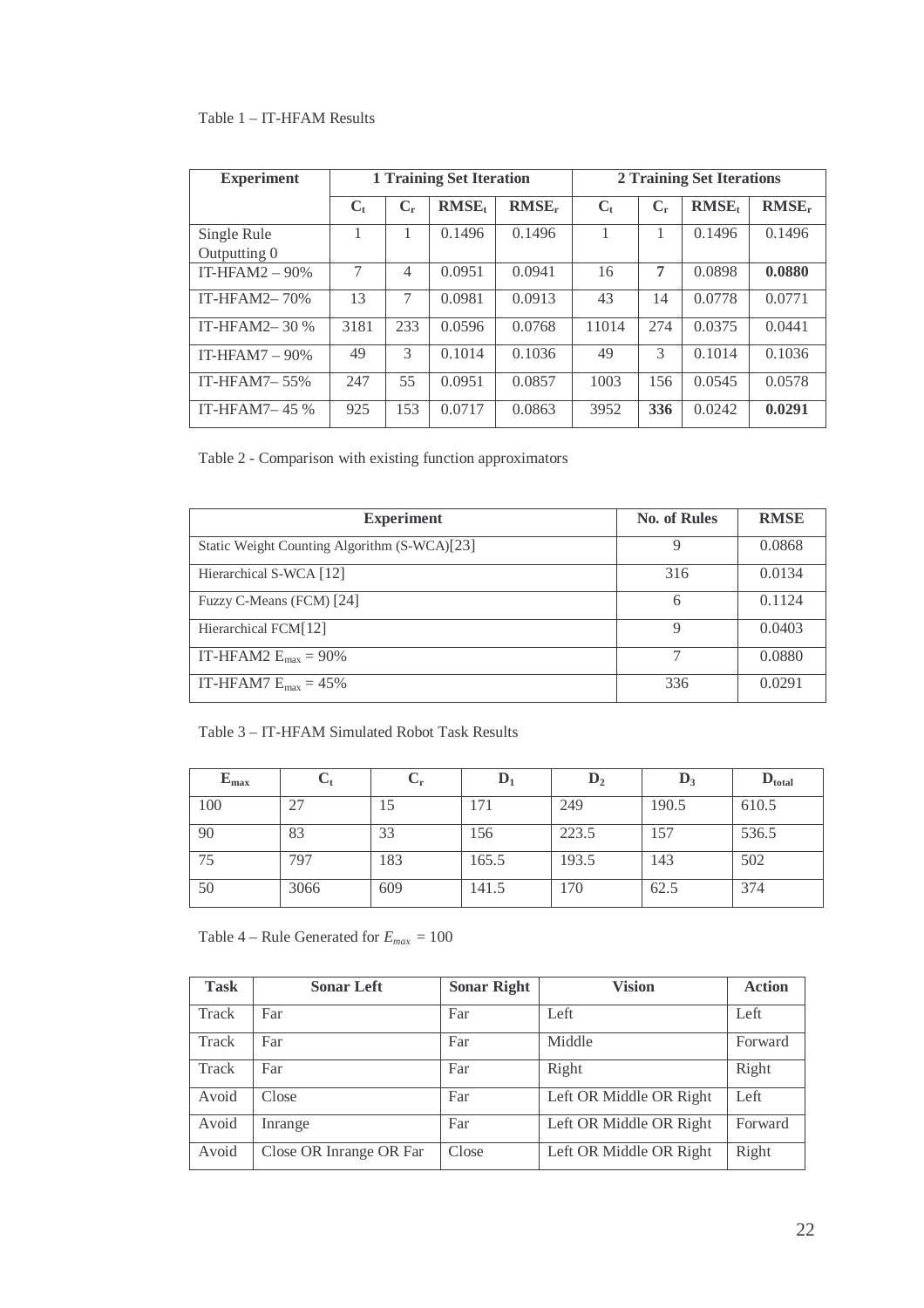Table 1 – IT-HFAM Results

| Experiment | 1 Training Set Iteration | | | | 2 Training Set Iterations | | | |
|---|---|---|---|---|---|---|---|---|
| | $C_t$ | $C_r$ | $RMSE_t$ | $RMSE_r$ | $C_t$ | $C_r$ | $RMSE_t$ | $RMSE_r$ |
| Single Rule Outputting 0 | 1 | 1 | 0.1496 | 0.1496 | 1 | 1 | 0.1496 | 0.1496 |
| IT-HFAM2 – 90% | 7 | 4 | 0.0951 | 0.0941 | 16 | **7** | 0.0898 | **0.0880** |
| IT-HFAM2– 70% | 13 | 7 | 0.0981 | 0.0913 | 43 | 14 | 0.0778 | 0.0771 |
| IT-HFAM2– 30 % | 3181 | 233 | 0.0596 | 0.0768 | 11014 | 274 | 0.0375 | 0.0441 |
| IT-HFAM7 – 90% | 49 | 3 | 0.1014 | 0.1036 | 49 | 3 | 0.1014 | 0.1036 |
| IT-HFAM7– 55% | 247 | 55 | 0.0951 | 0.0857 | 1003 | 156 | 0.0545 | 0.0578 |
| IT-HFAM7– 45 % | 925 | 153 | 0.0717 | 0.0863 | 3952 | **336** | 0.0242 | **0.0291** |

Table 2 - Comparison with existing function approximators

| Experiment | No. of Rules | RMSE |
|---|---|---|
| Static Weight Counting Algorithm (S-WCA)[23] | 9 | 0.0868 |
| Hierarchical S-WCA [12] | 316 | 0.0134 |
| Fuzzy C-Means (FCM) [24] | 6 | 0.1124 |
| Hierarchical FCM[12] | 9 | 0.0403 |
| IT-HFAM2 $E_{max}$ = 90% | 7 | 0.0880 |
| IT-HFAM7 $E_{max}$ = 45% | 336 | 0.0291 |

Table 3 – IT-HFAM Simulated Robot Task Results

| $E_{max}$ | $C_t$ | $C_r$ | $D_1$ | $D_2$ | $D_3$ | $D_{total}$ |
|---|---|---|---|---|---|---|
| 100 | 27 | 15 | 171 | 249 | 190.5 | 610.5 |
| 90 | 83 | 33 | 156 | 223.5 | 157 | 536.5 |
| 75 | 797 | 183 | 165.5 | 193.5 | 143 | 502 |
| 50 | 3066 | 609 | 141.5 | 170 | 62.5 | 374 |

Table 4 – Rule Generated for $E_{max}$ = 100

| Task | Sonar Left | Sonar Right | Vision | Action |
|---|---|---|---|---|
| Track | Far | Far | Left | Left |
| Track | Far | Far | Middle | Forward |
| Track | Far | Far | Right | Right |
| Avoid | Close | Far | Left OR Middle OR Right | Left |
| Avoid | Inrange | Far | Left OR Middle OR Right | Forward |
| Avoid | Close OR Inrange OR Far | Close | Left OR Middle OR Right | Right |